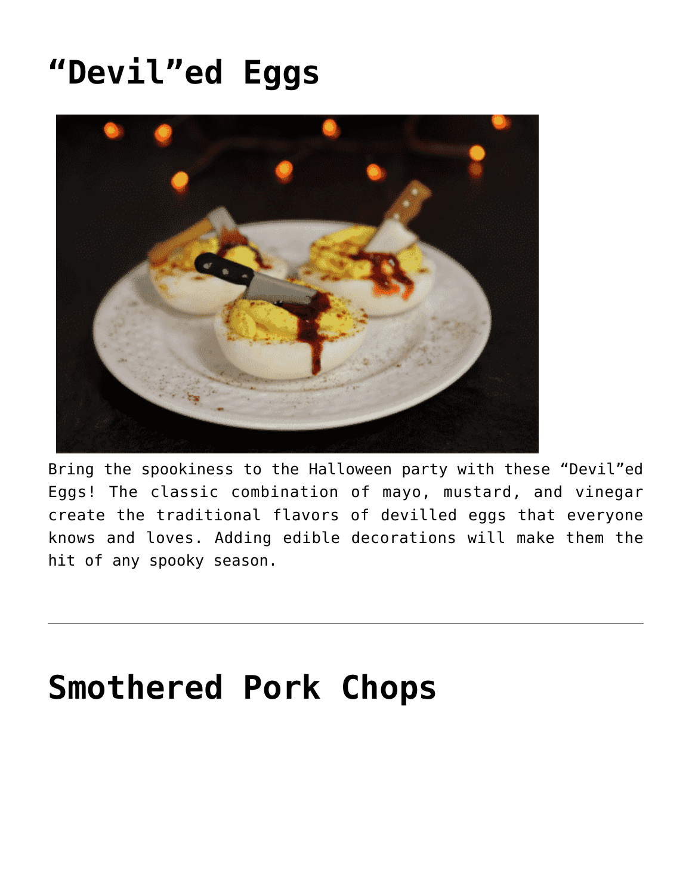# “Devil”ed Eggs

Bring the spookiness to the Halloween party with these “Devil”ed Eggs! The classic combination of mayo, mustard, and vinegar create the traditional flavors of devilled eggs that everyone knows and loves. Adding edible decorations will make them the hit of any spooky season.

---

# Smothered Pork Chops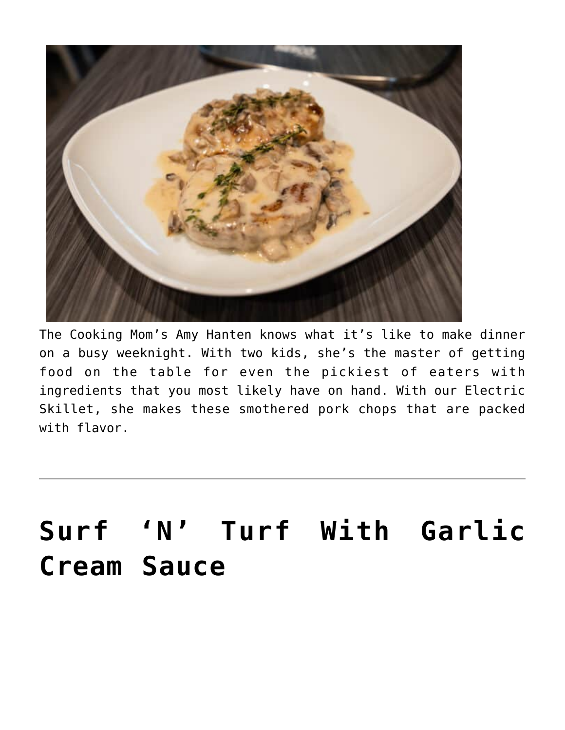The Cooking Mom's Amy Hanten knows what it's like to make dinner on a busy weeknight. With two kids, she's the master of getting food on the table for even the pickiest of eaters with ingredients that you most likely have on hand. With our Electric Skillet, she makes these smothered pork chops that are packed with flavor.

---

# Surf 'N' Turf With Garlic Cream Sauce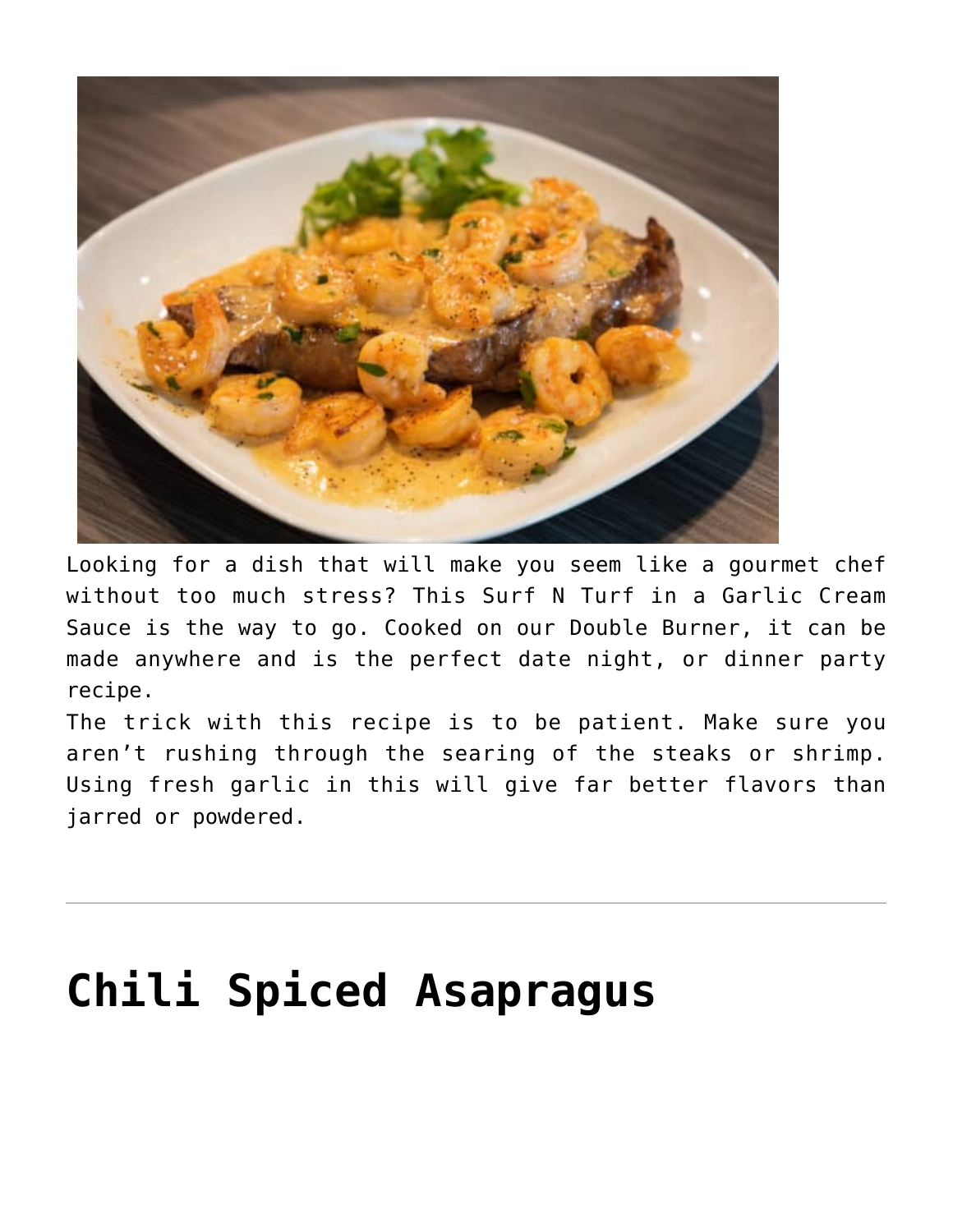Looking for a dish that will make you seem like a gourmet chef without too much stress? This Surf N Turf in a Garlic Cream Sauce is the way to go. Cooked on our Double Burner, it can be made anywhere and is the perfect date night, or dinner party recipe.

The trick with this recipe is to be patient. Make sure you aren't rushing through the searing of the steaks or shrimp. Using fresh garlic in this will give far better flavors than jarred or powdered.

---

# Chili Spiced Asapragus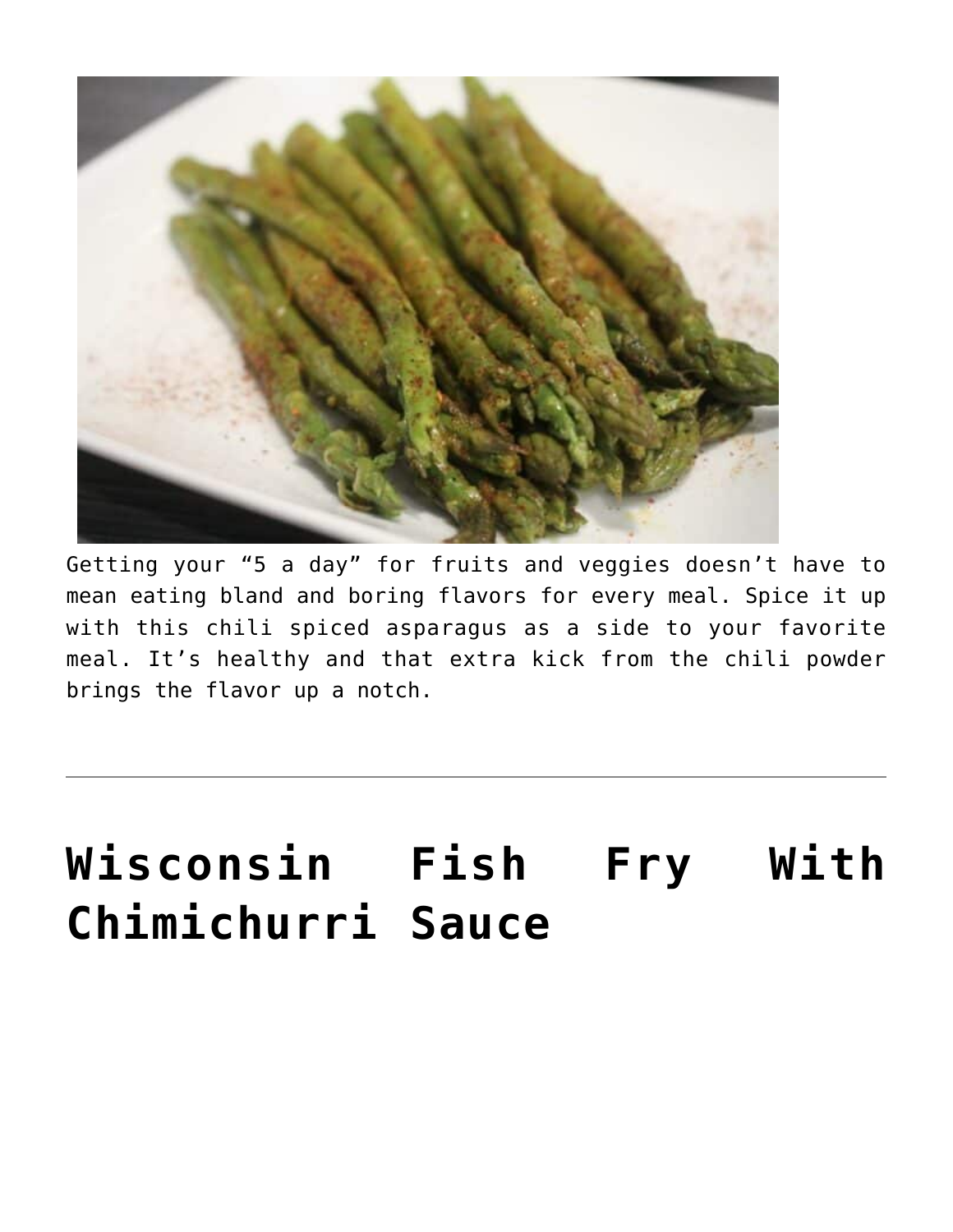Getting your “5 a day” for fruits and veggies doesn’t have to mean eating bland and boring flavors for every meal. Spice it up with this chili spiced asparagus as a side to your favorite meal. It’s healthy and that extra kick from the chili powder brings the flavor up a notch.

---

# Wisconsin Fish Fry With Chimichurri Sauce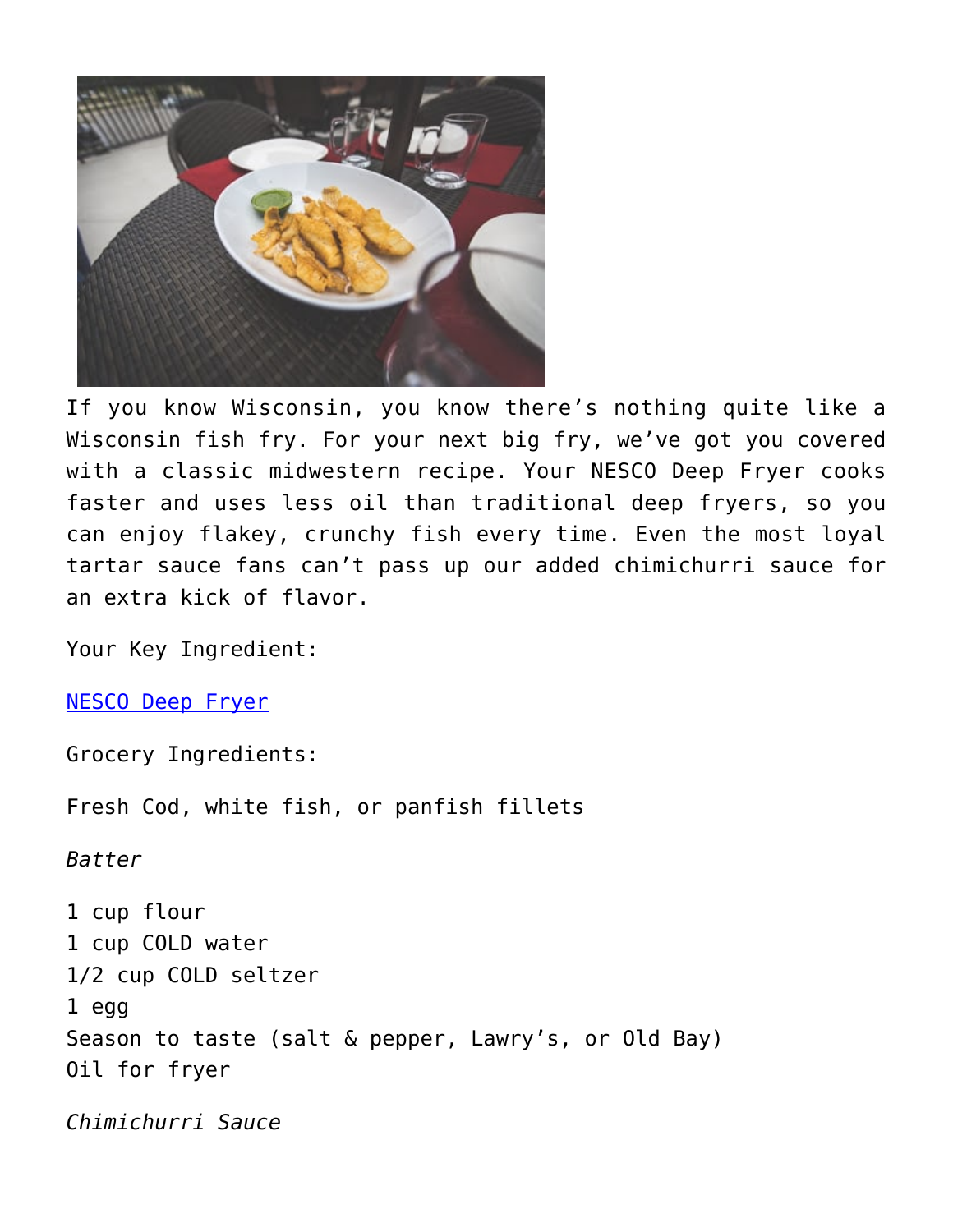If you know Wisconsin, you know there's nothing quite like a Wisconsin fish fry. For your next big fry, we've got you covered with a classic midwestern recipe. Your NESCO Deep Fryer cooks faster and uses less oil than traditional deep fryers, so you can enjoy flakey, crunchy fish every time. Even the most loyal tartar sauce fans can't pass up our added chimichurri sauce for an extra kick of flavor.

Your Key Ingredient:

NESCO Deep Fryer

Grocery Ingredients:

Fresh Cod, white fish, or panfish fillets

*Batter*

1 cup flour
1 cup COLD water
1/2 cup COLD seltzer
1 egg
Season to taste (salt & pepper, Lawry's, or Old Bay)
Oil for fryer

*Chimichurri Sauce*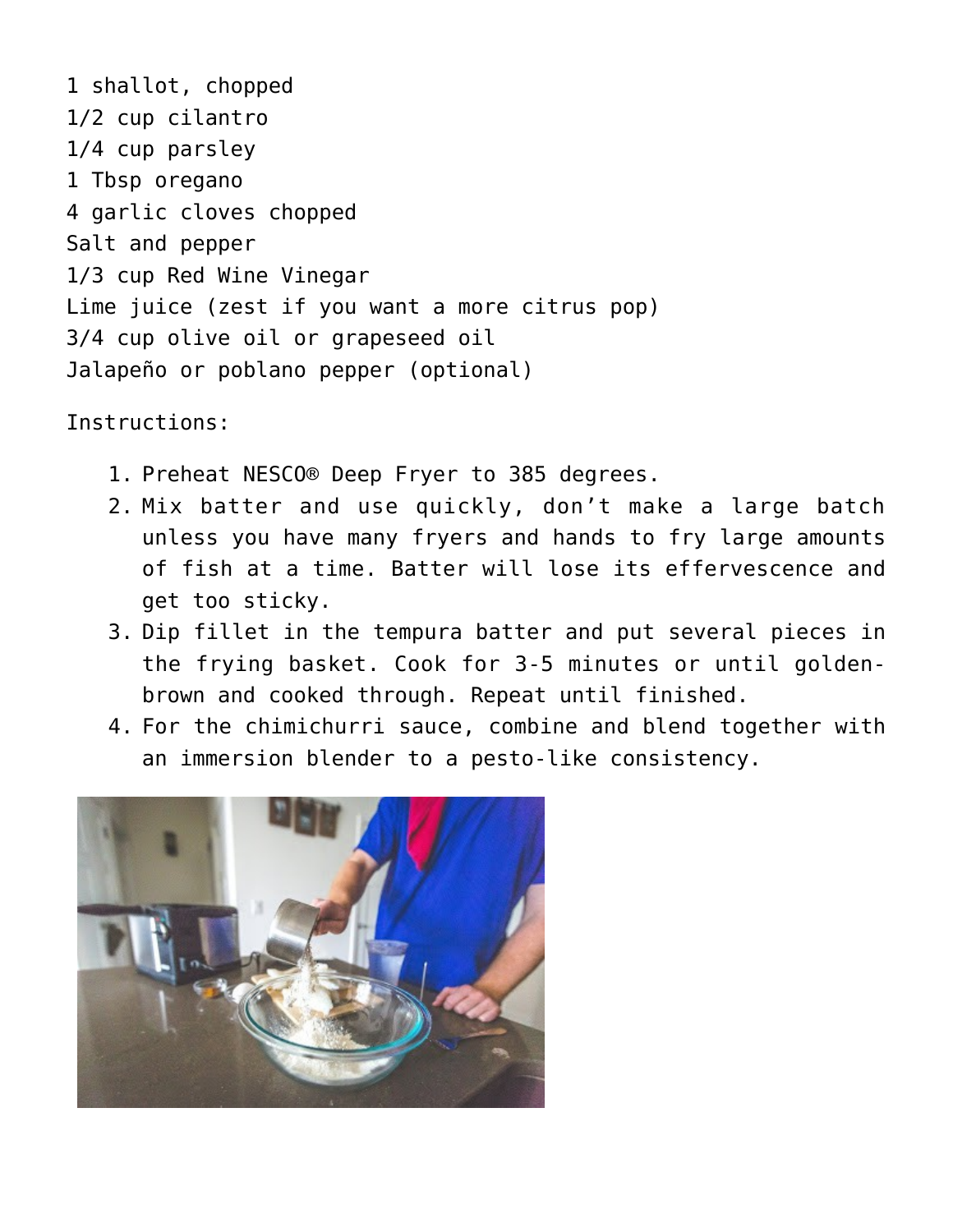1 shallot, chopped
1/2 cup cilantro
1/4 cup parsley
1 Tbsp oregano
4 garlic cloves chopped
Salt and pepper
1/3 cup Red Wine Vinegar
Lime juice (zest if you want a more citrus pop)
3/4 cup olive oil or grapeseed oil
Jalapeño or poblano pepper (optional)

Instructions:

1. Preheat NESCO® Deep Fryer to 385 degrees.
2. Mix batter and use quickly, don't make a large batch unless you have many fryers and hands to fry large amounts of fish at a time. Batter will lose its effervescence and get too sticky.
3. Dip fillet in the tempura batter and put several pieces in the frying basket. Cook for 3-5 minutes or until golden-brown and cooked through. Repeat until finished.
4. For the chimichurri sauce, combine and blend together with an immersion blender to a pesto-like consistency.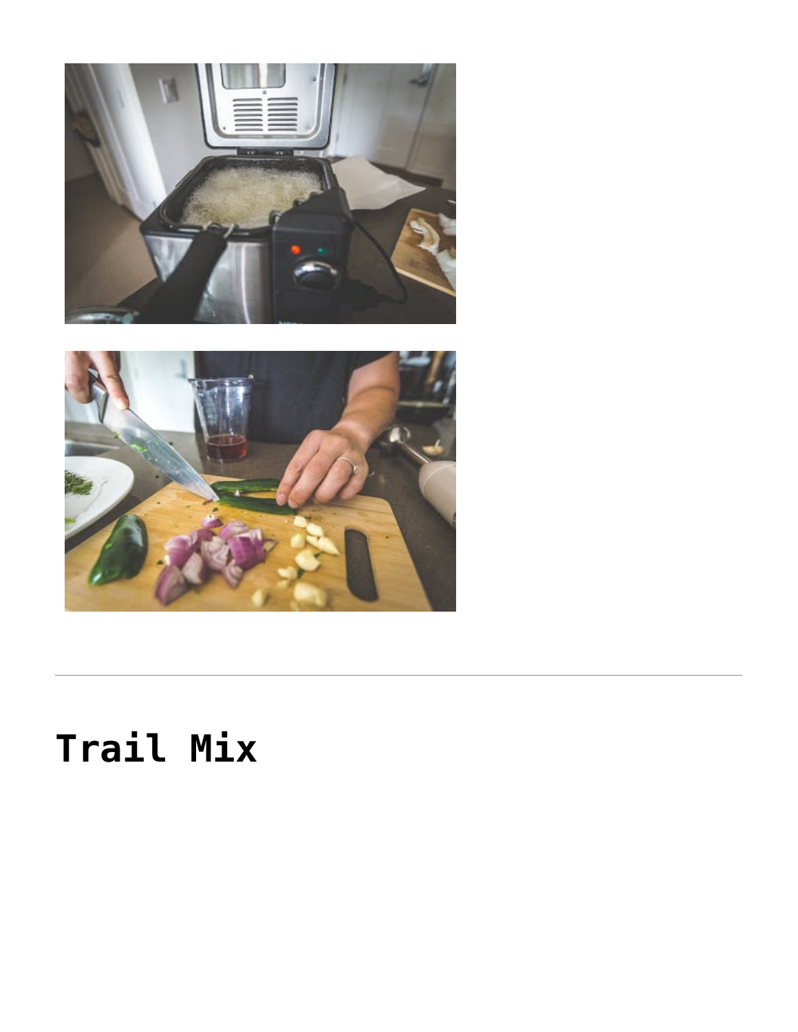---

# Trail Mix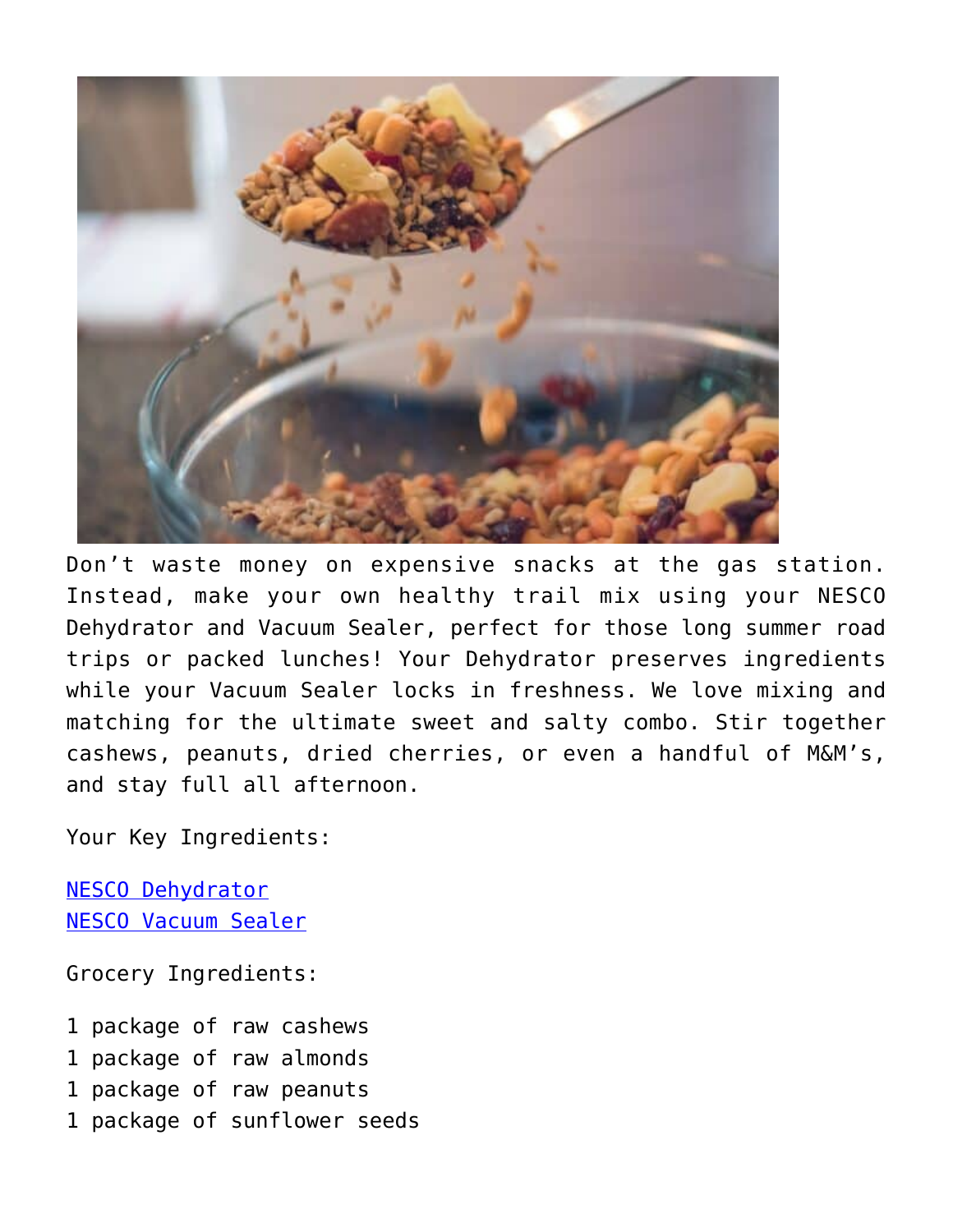Don’t waste money on expensive snacks at the gas station. Instead, make your own healthy trail mix using your NESCO Dehydrator and Vacuum Sealer, perfect for those long summer road trips or packed lunches! Your Dehydrator preserves ingredients while your Vacuum Sealer locks in freshness. We love mixing and matching for the ultimate sweet and salty combo. Stir together cashews, peanuts, dried cherries, or even a handful of M&M’s, and stay full all afternoon.

Your Key Ingredients:

NESCO Dehydrator
NESCO Vacuum Sealer

Grocery Ingredients:

1 package of raw cashews
1 package of raw almonds
1 package of raw peanuts
1 package of sunflower seeds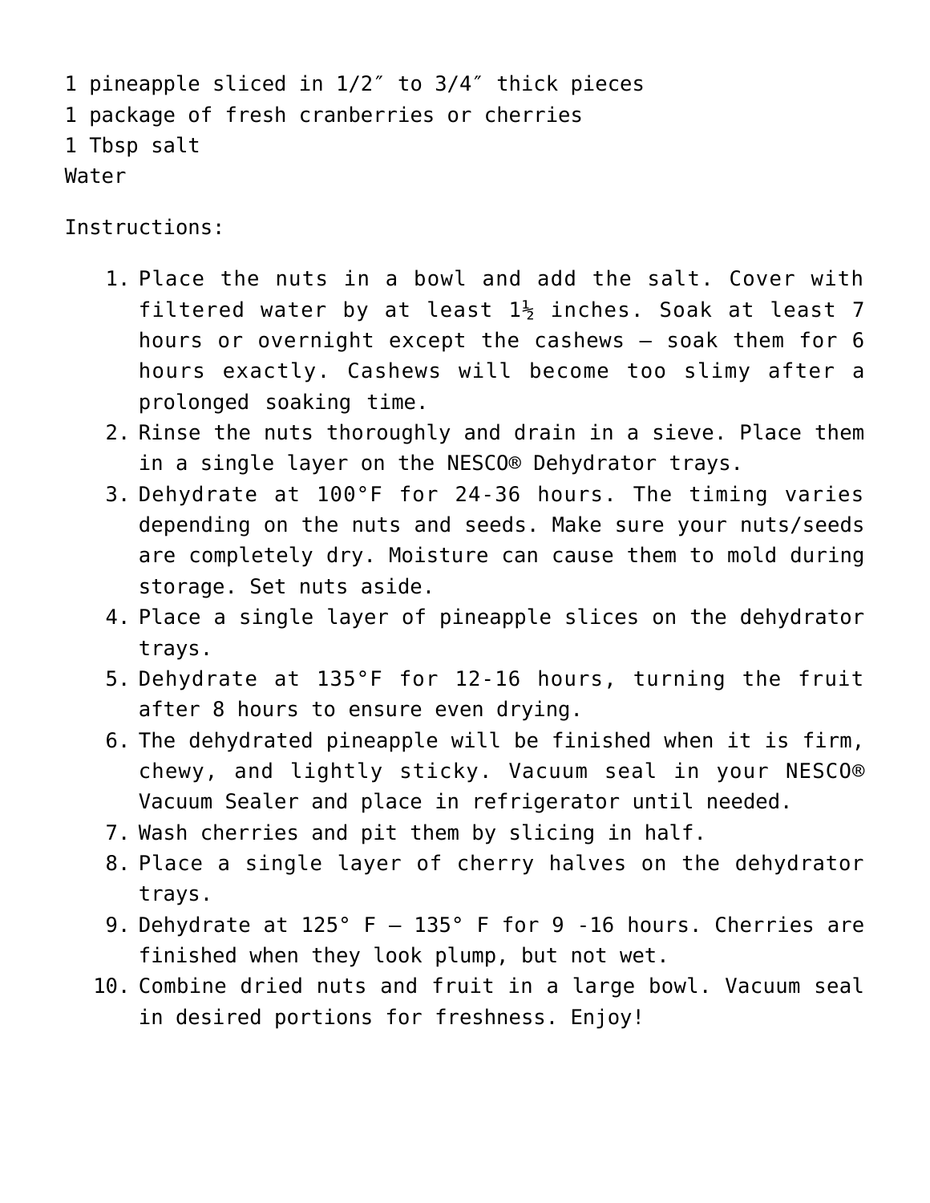1 pineapple sliced in 1/2″ to 3/4″ thick pieces
1 package of fresh cranberries or cherries
1 Tbsp salt
Water

Instructions:

1. Place the nuts in a bowl and add the salt. Cover with filtered water by at least 1½ inches. Soak at least 7 hours or overnight except the cashews – soak them for 6 hours exactly. Cashews will become too slimy after a prolonged soaking time.
2. Rinse the nuts thoroughly and drain in a sieve. Place them in a single layer on the NESCO® Dehydrator trays.
3. Dehydrate at 100°F for 24-36 hours. The timing varies depending on the nuts and seeds. Make sure your nuts/seeds are completely dry. Moisture can cause them to mold during storage. Set nuts aside.
4. Place a single layer of pineapple slices on the dehydrator trays.
5. Dehydrate at 135°F for 12-16 hours, turning the fruit after 8 hours to ensure even drying.
6. The dehydrated pineapple will be finished when it is firm, chewy, and lightly sticky. Vacuum seal in your NESCO® Vacuum Sealer and place in refrigerator until needed.
7. Wash cherries and pit them by slicing in half.
8. Place a single layer of cherry halves on the dehydrator trays.
9. Dehydrate at 125° F – 135° F for 9 -16 hours. Cherries are finished when they look plump, but not wet.
10. Combine dried nuts and fruit in a large bowl. Vacuum seal in desired portions for freshness. Enjoy!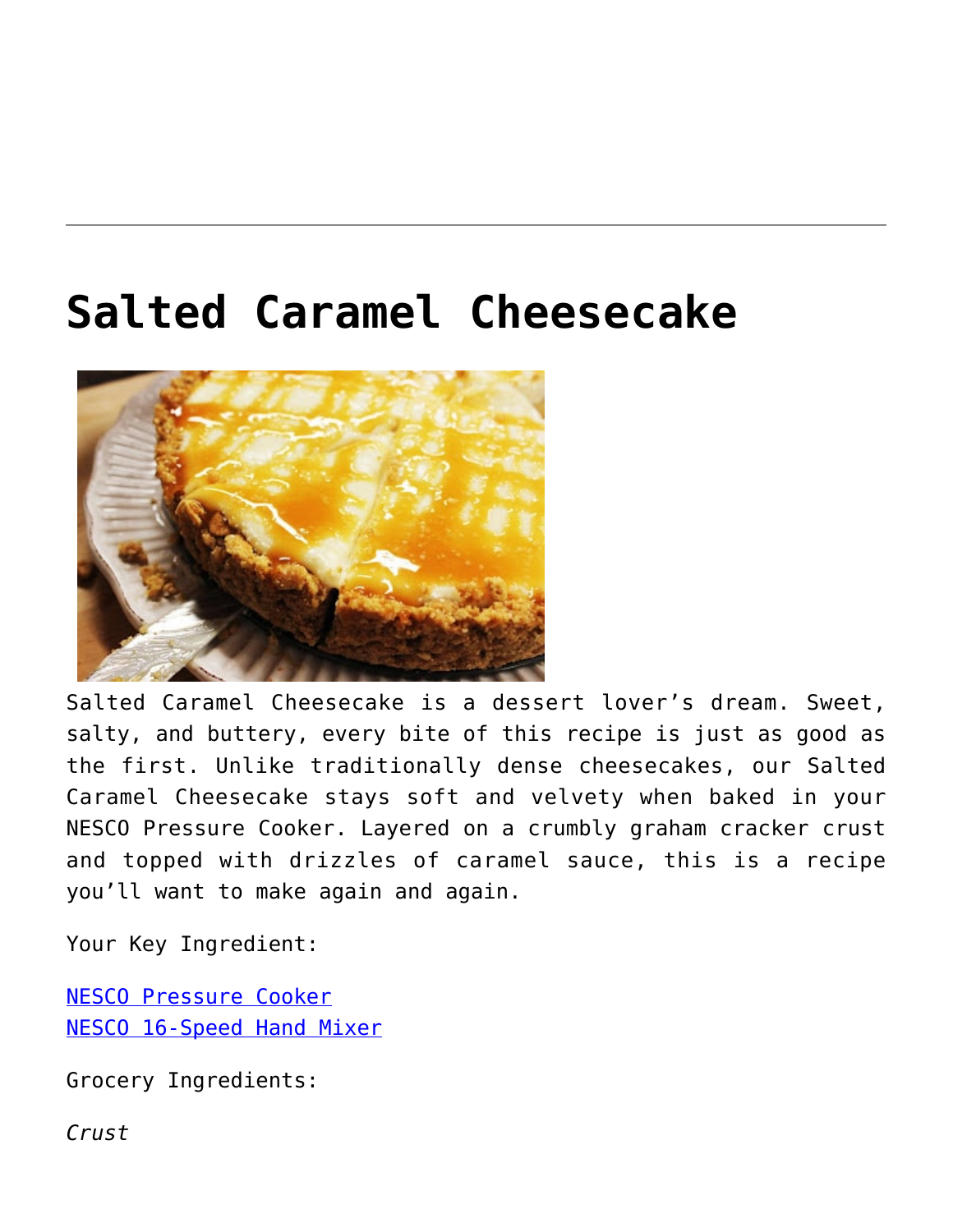# Salted Caramel Cheesecake

Salted Caramel Cheesecake is a dessert lover's dream. Sweet, salty, and buttery, every bite of this recipe is just as good as the first. Unlike traditionally dense cheesecakes, our Salted Caramel Cheesecake stays soft and velvety when baked in your NESCO Pressure Cooker. Layered on a crumbly graham cracker crust and topped with drizzles of caramel sauce, this is a recipe you'll want to make again and again.

Your Key Ingredient:

[NESCO Pressure Cooker](#)
[NESCO 16-Speed Hand Mixer](#)

Grocery Ingredients:

*Crust*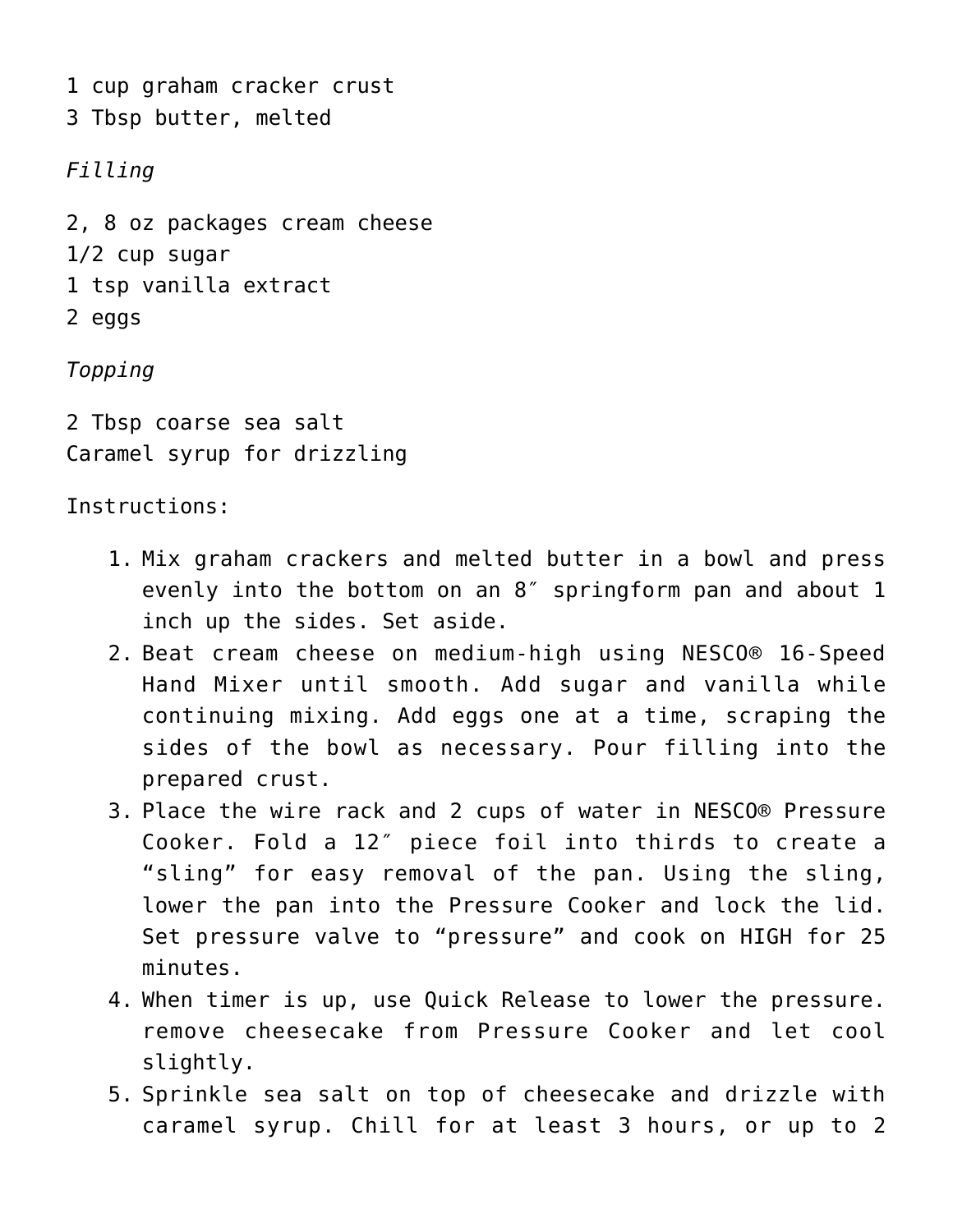1 cup graham cracker crust
3 Tbsp butter, melted

*Filling*

2, 8 oz packages cream cheese
1/2 cup sugar
1 tsp vanilla extract
2 eggs

*Topping*

2 Tbsp coarse sea salt
Caramel syrup for drizzling

Instructions:

1. Mix graham crackers and melted butter in a bowl and press evenly into the bottom on an 8″ springform pan and about 1 inch up the sides. Set aside.
2. Beat cream cheese on medium-high using NESCO® 16-Speed Hand Mixer until smooth. Add sugar and vanilla while continuing mixing. Add eggs one at a time, scraping the sides of the bowl as necessary. Pour filling into the prepared crust.
3. Place the wire rack and 2 cups of water in NESCO® Pressure Cooker. Fold a 12″ piece foil into thirds to create a "sling" for easy removal of the pan. Using the sling, lower the pan into the Pressure Cooker and lock the lid. Set pressure valve to "pressure" and cook on HIGH for 25 minutes.
4. When timer is up, use Quick Release to lower the pressure. remove cheesecake from Pressure Cooker and let cool slightly.
5. Sprinkle sea salt on top of cheesecake and drizzle with caramel syrup. Chill for at least 3 hours, or up to 2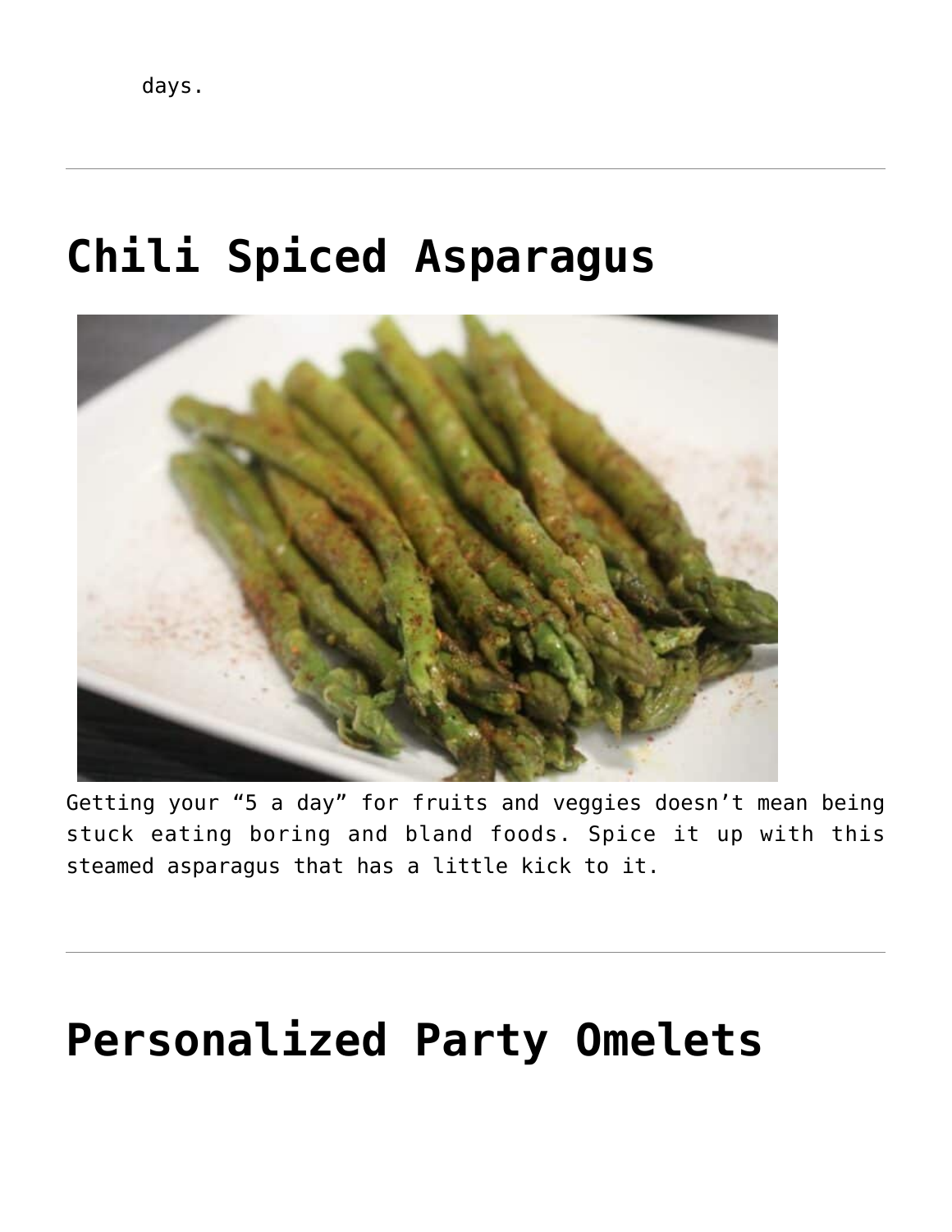days.

---

# Chili Spiced Asparagus

Getting your “5 a day” for fruits and veggies doesn’t mean being stuck eating boring and bland foods. Spice it up with this steamed asparagus that has a little kick to it.

---

# Personalized Party Omelets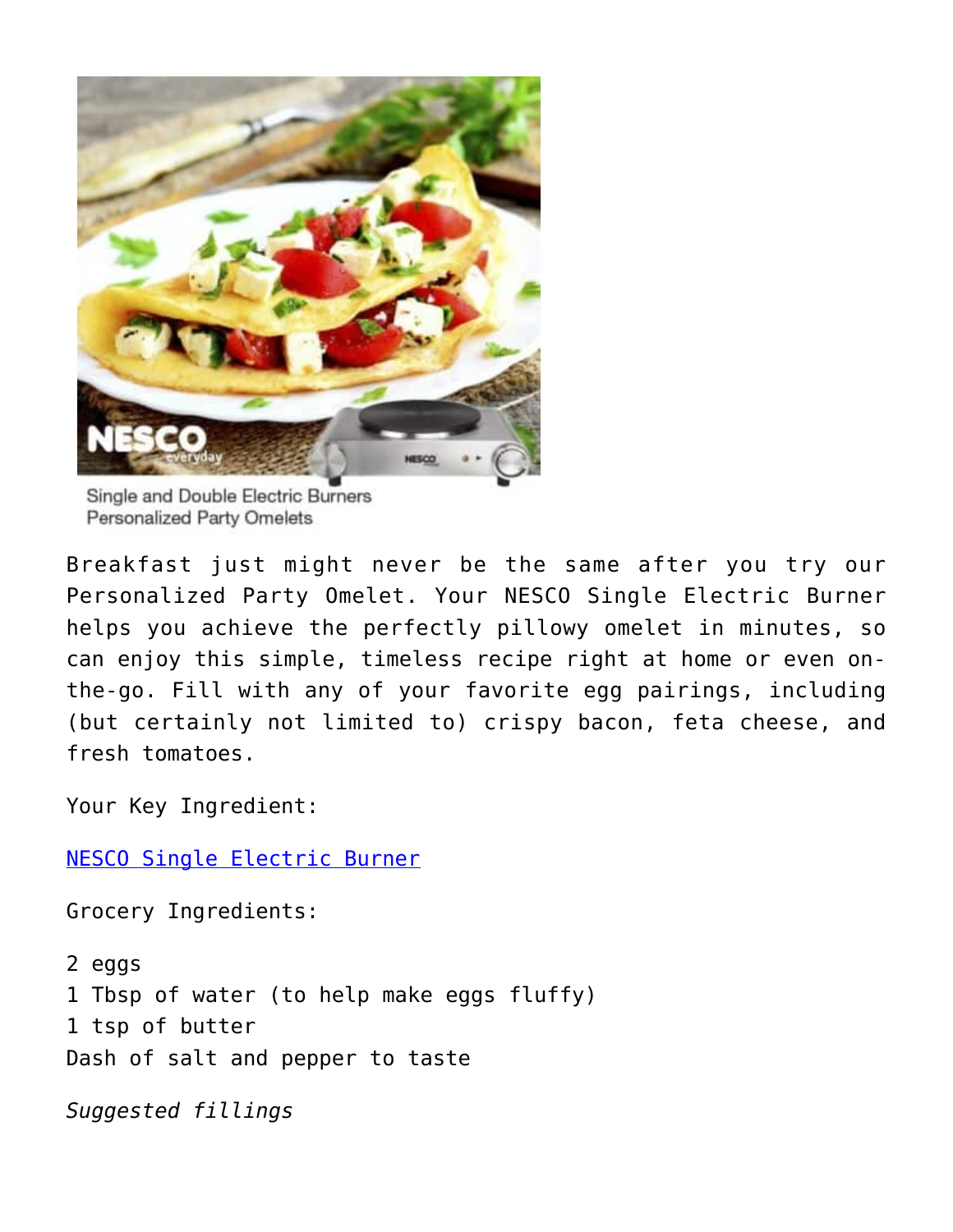Single and Double Electric Burners
Personalized Party Omelets

Breakfast just might never be the same after you try our Personalized Party Omelet. Your NESCO Single Electric Burner helps you achieve the perfectly pillowy omelet in minutes, so can enjoy this simple, timeless recipe right at home or even on-the-go. Fill with any of your favorite egg pairings, including (but certainly not limited to) crispy bacon, feta cheese, and fresh tomatoes.

Your Key Ingredient:

NESCO Single Electric Burner

Grocery Ingredients:

2 eggs
1 Tbsp of water (to help make eggs fluffy)
1 tsp of butter
Dash of salt and pepper to taste

*Suggested fillings*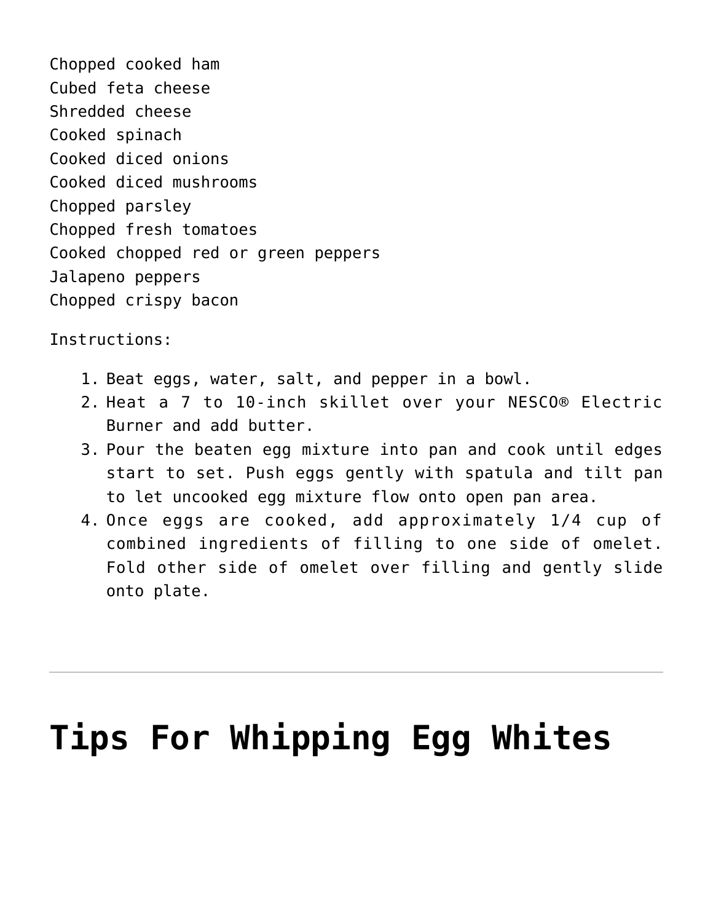Chopped cooked ham
Cubed feta cheese
Shredded cheese
Cooked spinach
Cooked diced onions
Cooked diced mushrooms
Chopped parsley
Chopped fresh tomatoes
Cooked chopped red or green peppers
Jalapeno peppers
Chopped crispy bacon

Instructions:

1. Beat eggs, water, salt, and pepper in a bowl.
2. Heat a 7 to 10-inch skillet over your NESCO® Electric Burner and add butter.
3. Pour the beaten egg mixture into pan and cook until edges start to set. Push eggs gently with spatula and tilt pan to let uncooked egg mixture flow onto open pan area.
4. Once eggs are cooked, add approximately 1/4 cup of combined ingredients of filling to one side of omelet. Fold other side of omelet over filling and gently slide onto plate.

---

# Tips For Whipping Egg Whites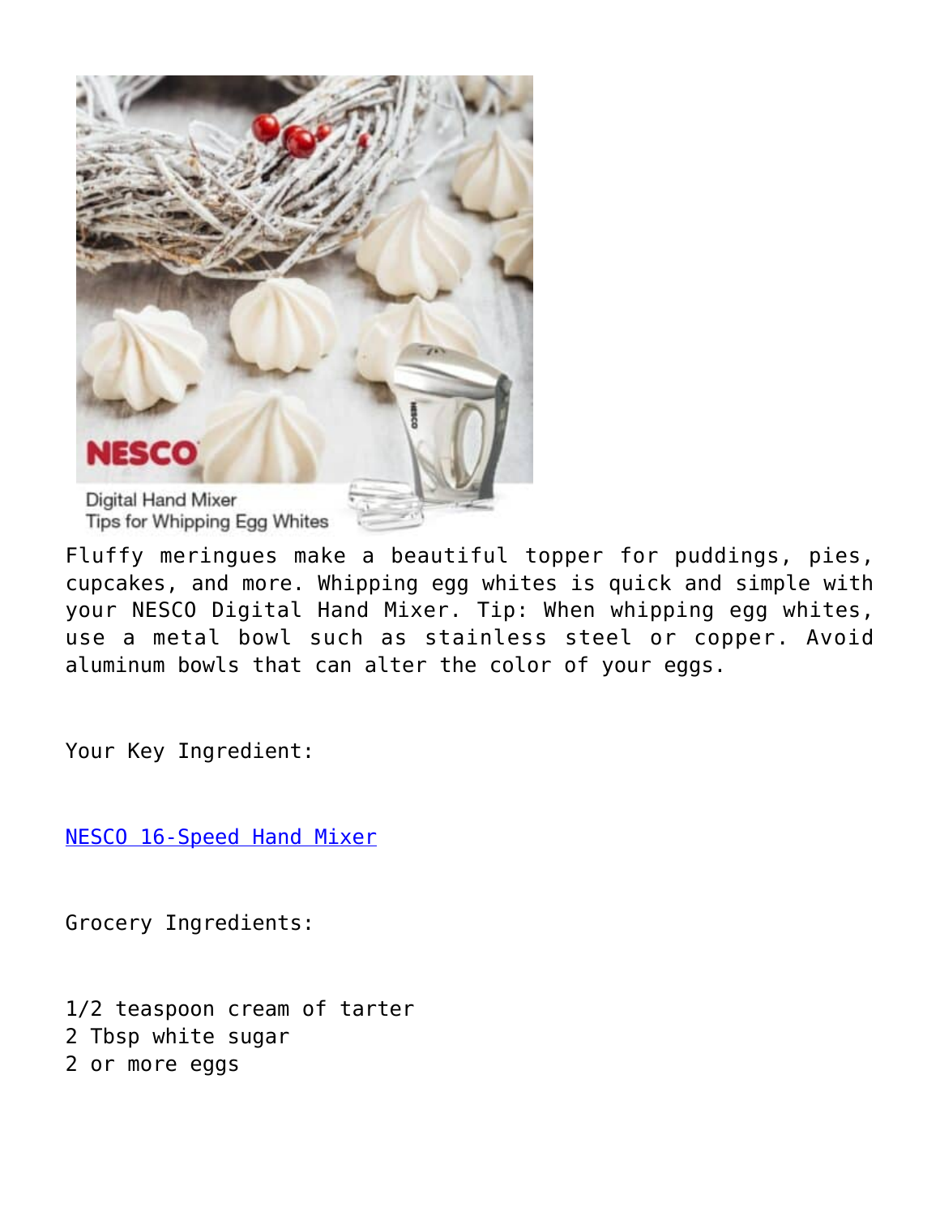Fluffy meringues make a beautiful topper for puddings, pies, cupcakes, and more. Whipping egg whites is quick and simple with your NESCO Digital Hand Mixer. Tip: When whipping egg whites, use a metal bowl such as stainless steel or copper. Avoid aluminum bowls that can alter the color of your eggs.

Your Key Ingredient:

NESCO 16-Speed Hand Mixer

Grocery Ingredients:

1/2 teaspoon cream of tarter
2 Tbsp white sugar
2 or more eggs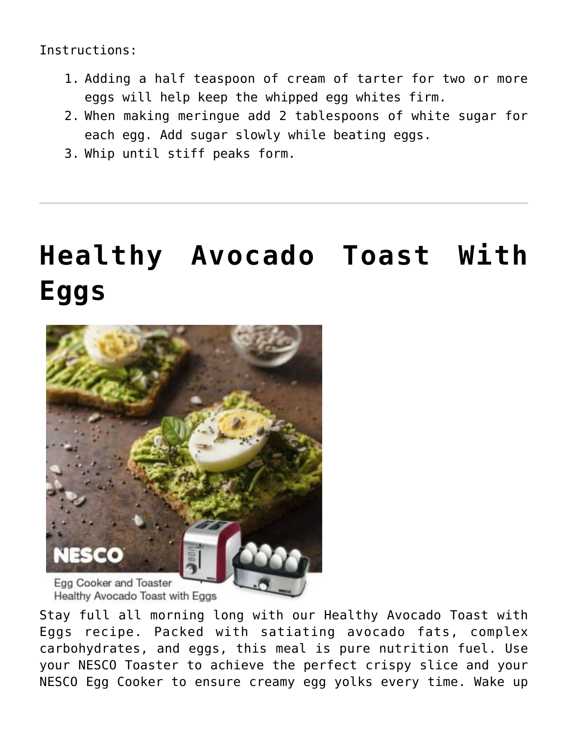Instructions:

1. Adding a half teaspoon of cream of tarter for two or more eggs will help keep the whipped egg whites firm.
2. When making meringue add 2 tablespoons of white sugar for each egg. Add sugar slowly while beating eggs.
3. Whip until stiff peaks form.

---

# Healthy Avocado Toast With Eggs

Stay full all morning long with our Healthy Avocado Toast with Eggs recipe. Packed with satiating avocado fats, complex carbohydrates, and eggs, this meal is pure nutrition fuel. Use your NESCO Toaster to achieve the perfect crispy slice and your NESCO Egg Cooker to ensure creamy egg yolks every time. Wake up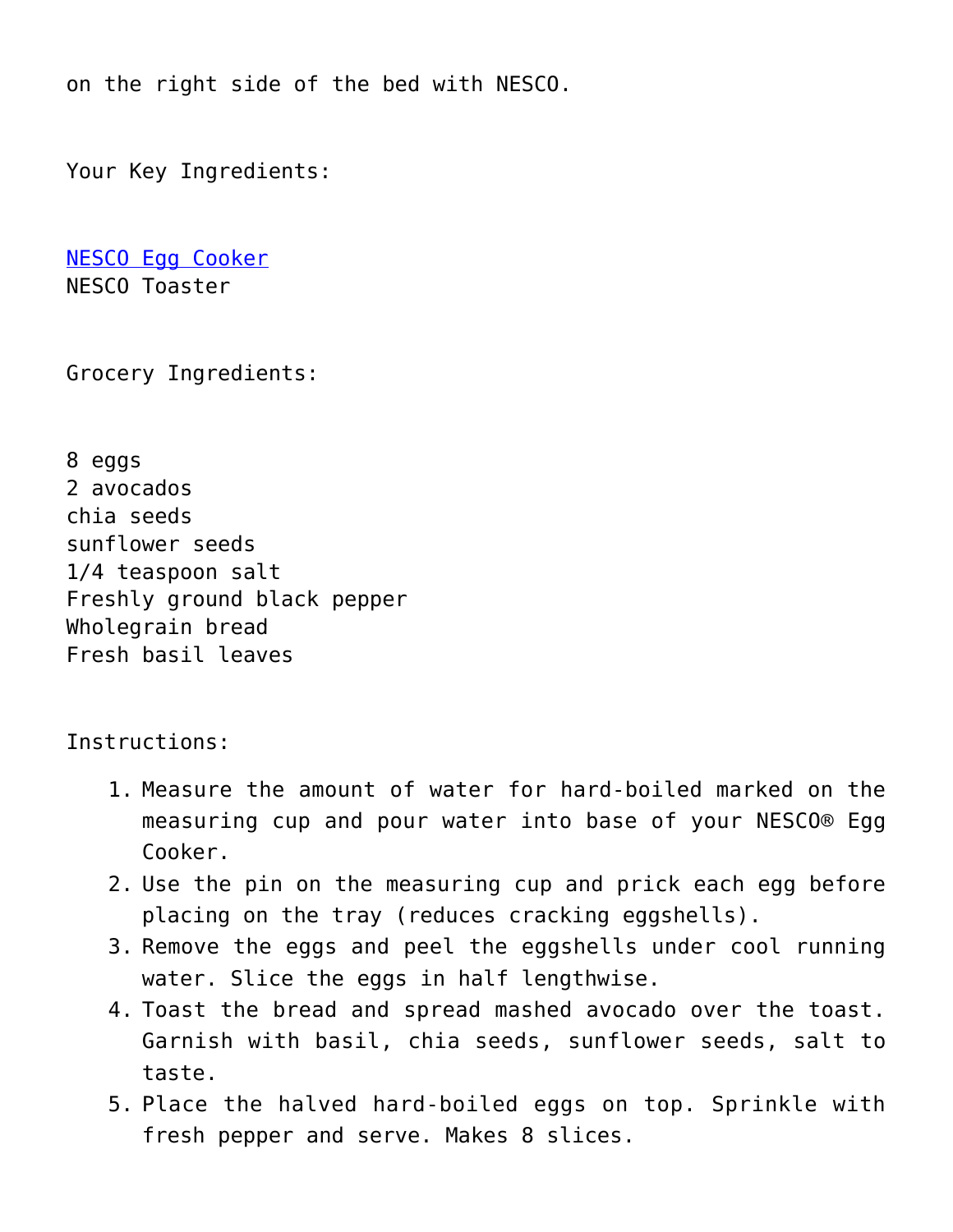on the right side of the bed with NESCO.

Your Key Ingredients:

[NESCO Egg Cooker]
NESCO Toaster

Grocery Ingredients:

8 eggs
2 avocados
chia seeds
sunflower seeds
1/4 teaspoon salt
Freshly ground black pepper
Wholegrain bread
Fresh basil leaves

Instructions:

1. Measure the amount of water for hard-boiled marked on the measuring cup and pour water into base of your NESCO® Egg Cooker.
2. Use the pin on the measuring cup and prick each egg before placing on the tray (reduces cracking eggshells).
3. Remove the eggs and peel the eggshells under cool running water. Slice the eggs in half lengthwise.
4. Toast the bread and spread mashed avocado over the toast. Garnish with basil, chia seeds, sunflower seeds, salt to taste.
5. Place the halved hard-boiled eggs on top. Sprinkle with fresh pepper and serve. Makes 8 slices.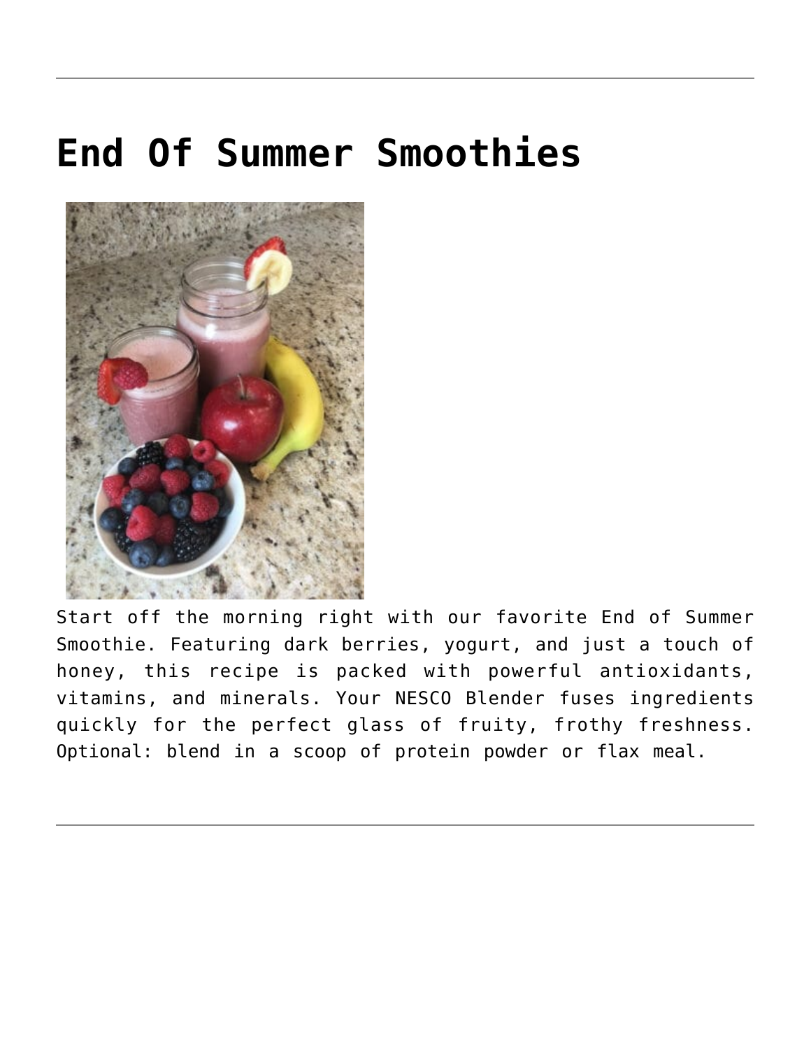# End Of Summer Smoothies

Start off the morning right with our favorite End of Summer Smoothie. Featuring dark berries, yogurt, and just a touch of honey, this recipe is packed with powerful antioxidants, vitamins, and minerals. Your NESCO Blender fuses ingredients quickly for the perfect glass of fruity, frothy freshness. Optional: blend in a scoop of protein powder or flax meal.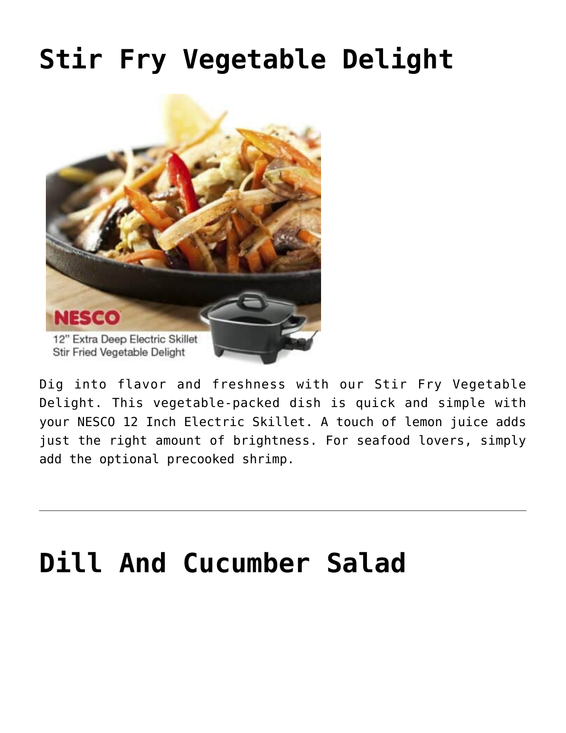# Stir Fry Vegetable Delight

Dig into flavor and freshness with our Stir Fry Vegetable Delight. This vegetable-packed dish is quick and simple with your NESCO 12 Inch Electric Skillet. A touch of lemon juice adds just the right amount of brightness. For seafood lovers, simply add the optional precooked shrimp.

---

# Dill And Cucumber Salad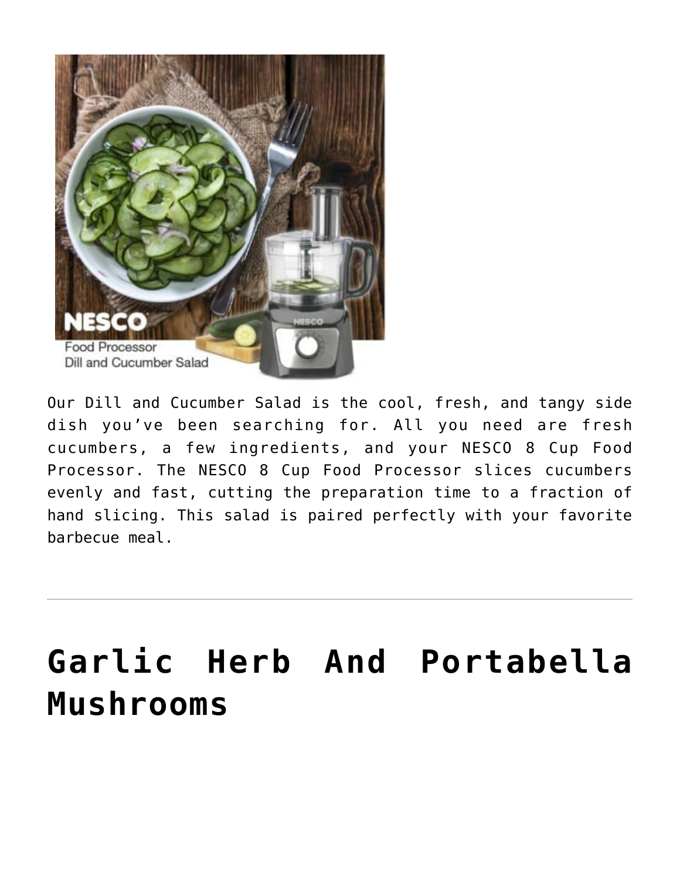Our Dill and Cucumber Salad is the cool, fresh, and tangy side dish you've been searching for. All you need are fresh cucumbers, a few ingredients, and your NESCO 8 Cup Food Processor. The NESCO 8 Cup Food Processor slices cucumbers evenly and fast, cutting the preparation time to a fraction of hand slicing. This salad is paired perfectly with your favorite barbecue meal.

---

# Garlic Herb And Portabella Mushrooms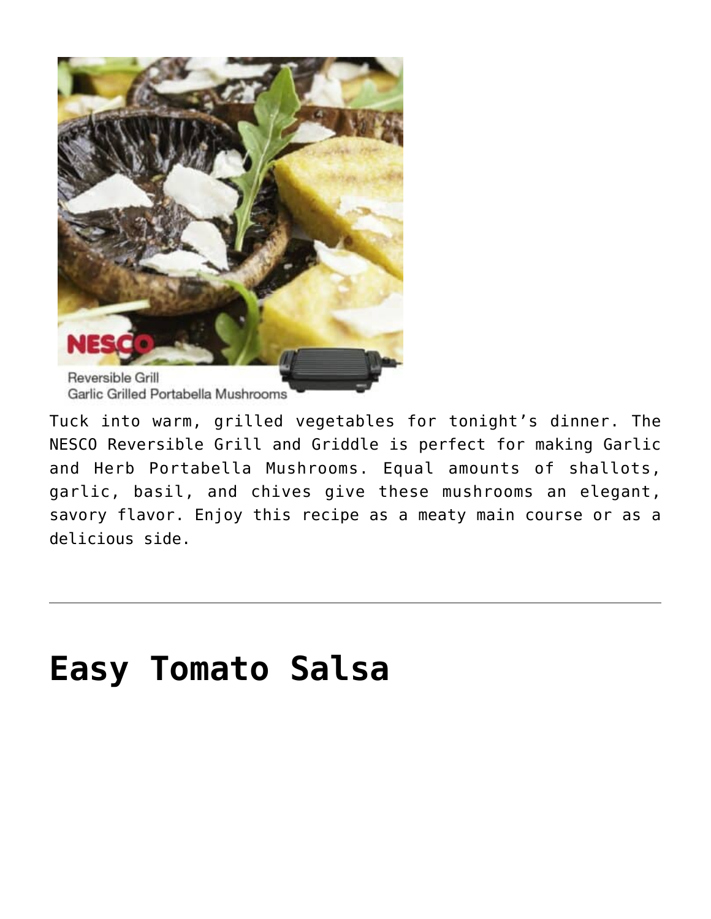Tuck into warm, grilled vegetables for tonight's dinner. The NESCO Reversible Grill and Griddle is perfect for making Garlic and Herb Portabella Mushrooms. Equal amounts of shallots, garlic, basil, and chives give these mushrooms an elegant, savory flavor. Enjoy this recipe as a meaty main course or as a delicious side.

---

# Easy Tomato Salsa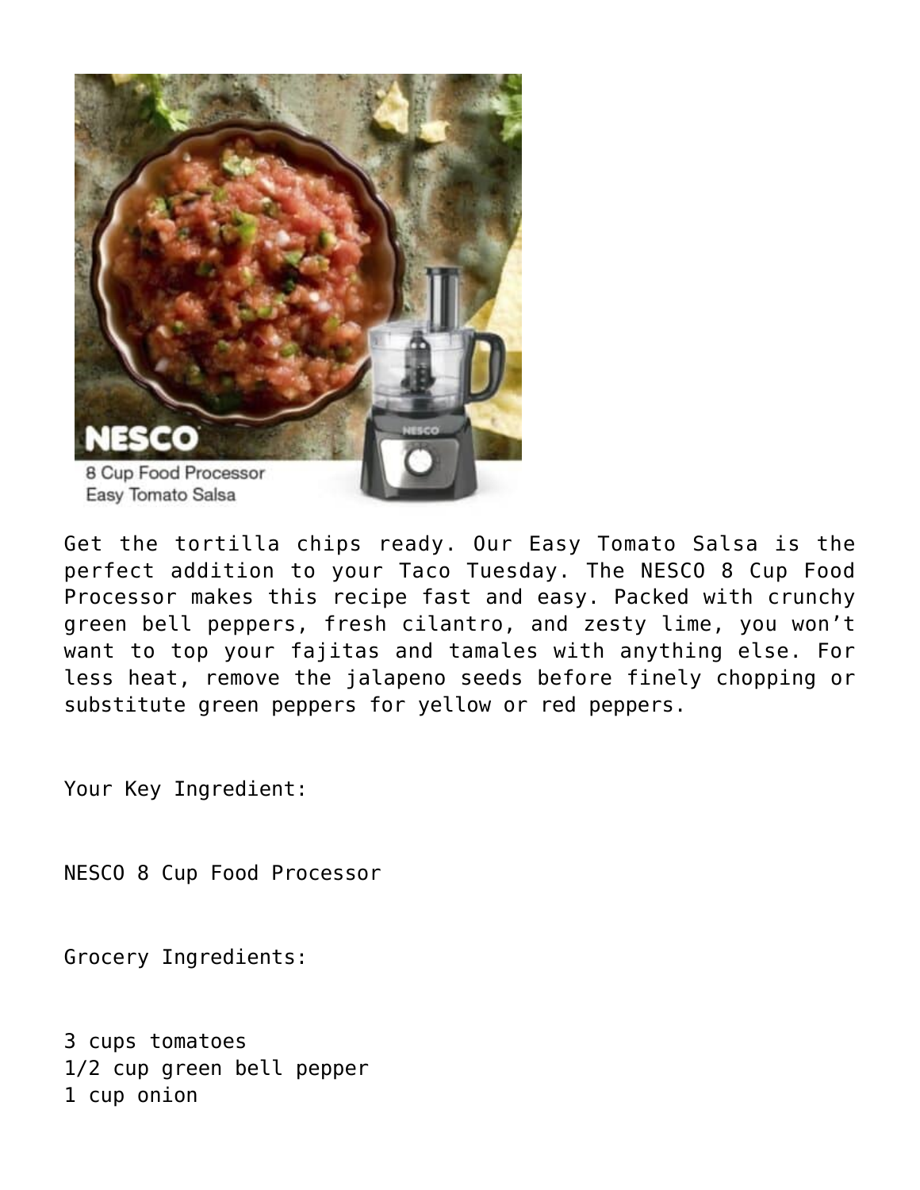Get the tortilla chips ready. Our Easy Tomato Salsa is the perfect addition to your Taco Tuesday. The NESCO 8 Cup Food Processor makes this recipe fast and easy. Packed with crunchy green bell peppers, fresh cilantro, and zesty lime, you won't want to top your fajitas and tamales with anything else. For less heat, remove the jalapeno seeds before finely chopping or substitute green peppers for yellow or red peppers.

Your Key Ingredient:

NESCO 8 Cup Food Processor

Grocery Ingredients:

3 cups tomatoes
1/2 cup green bell pepper
1 cup onion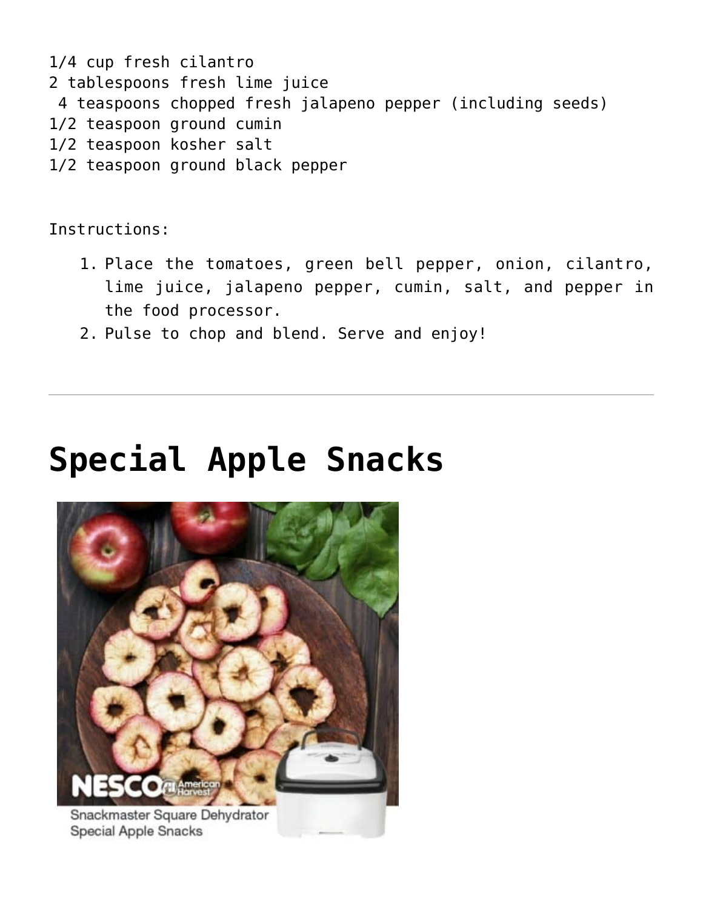1/4 cup fresh cilantro
2 tablespoons fresh lime juice
4 teaspoons chopped fresh jalapeno pepper (including seeds)
1/2 teaspoon ground cumin
1/2 teaspoon kosher salt
1/2 teaspoon ground black pepper

Instructions:

1. Place the tomatoes, green bell pepper, onion, cilantro, lime juice, jalapeno pepper, cumin, salt, and pepper in the food processor.
2. Pulse to chop and blend. Serve and enjoy!

---

# Special Apple Snacks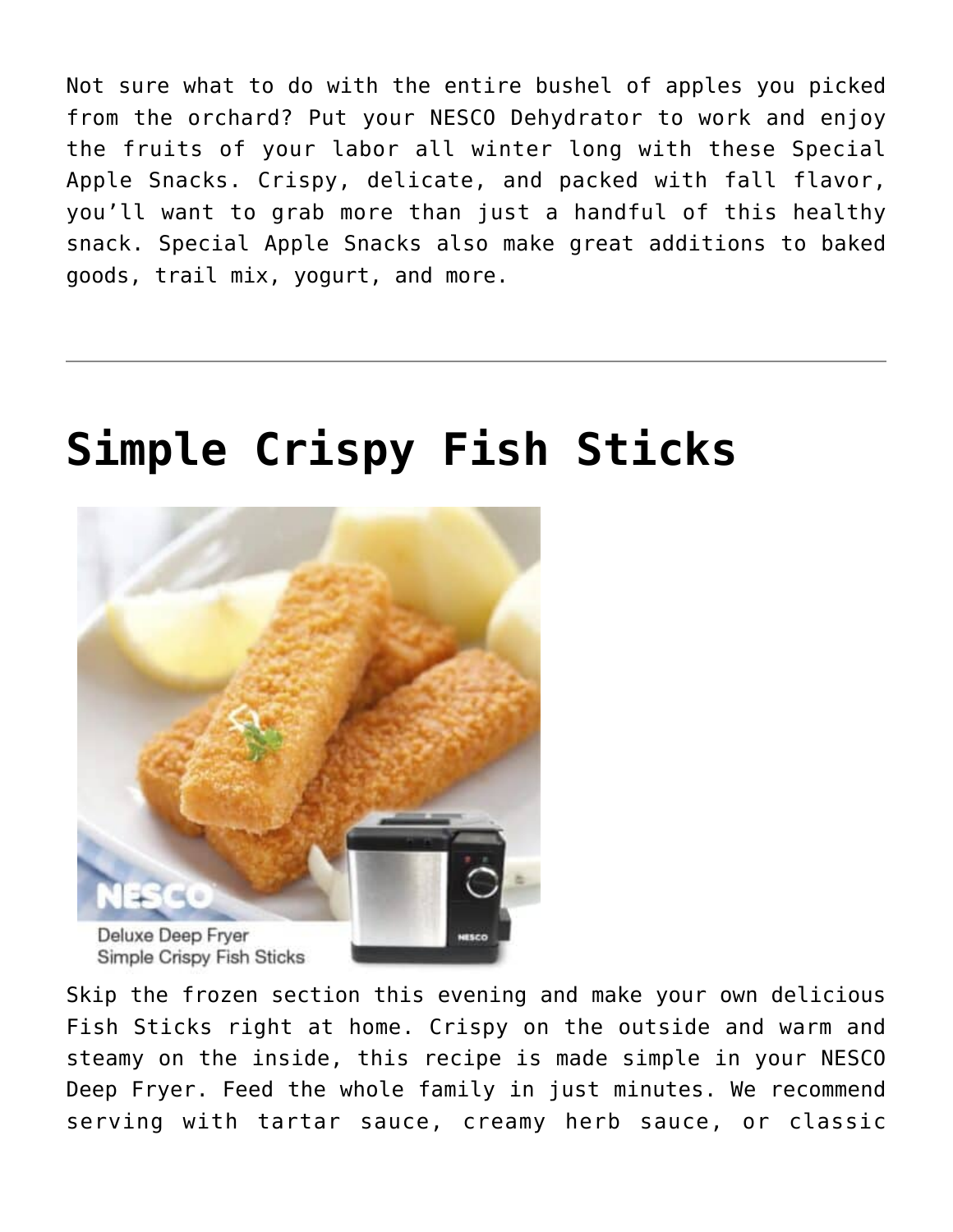Not sure what to do with the entire bushel of apples you picked from the orchard? Put your NESCO Dehydrator to work and enjoy the fruits of your labor all winter long with these Special Apple Snacks. Crispy, delicate, and packed with fall flavor, you'll want to grab more than just a handful of this healthy snack. Special Apple Snacks also make great additions to baked goods, trail mix, yogurt, and more.

---

# Simple Crispy Fish Sticks

Skip the frozen section this evening and make your own delicious Fish Sticks right at home. Crispy on the outside and warm and steamy on the inside, this recipe is made simple in your NESCO Deep Fryer. Feed the whole family in just minutes. We recommend serving with tartar sauce, creamy herb sauce, or classic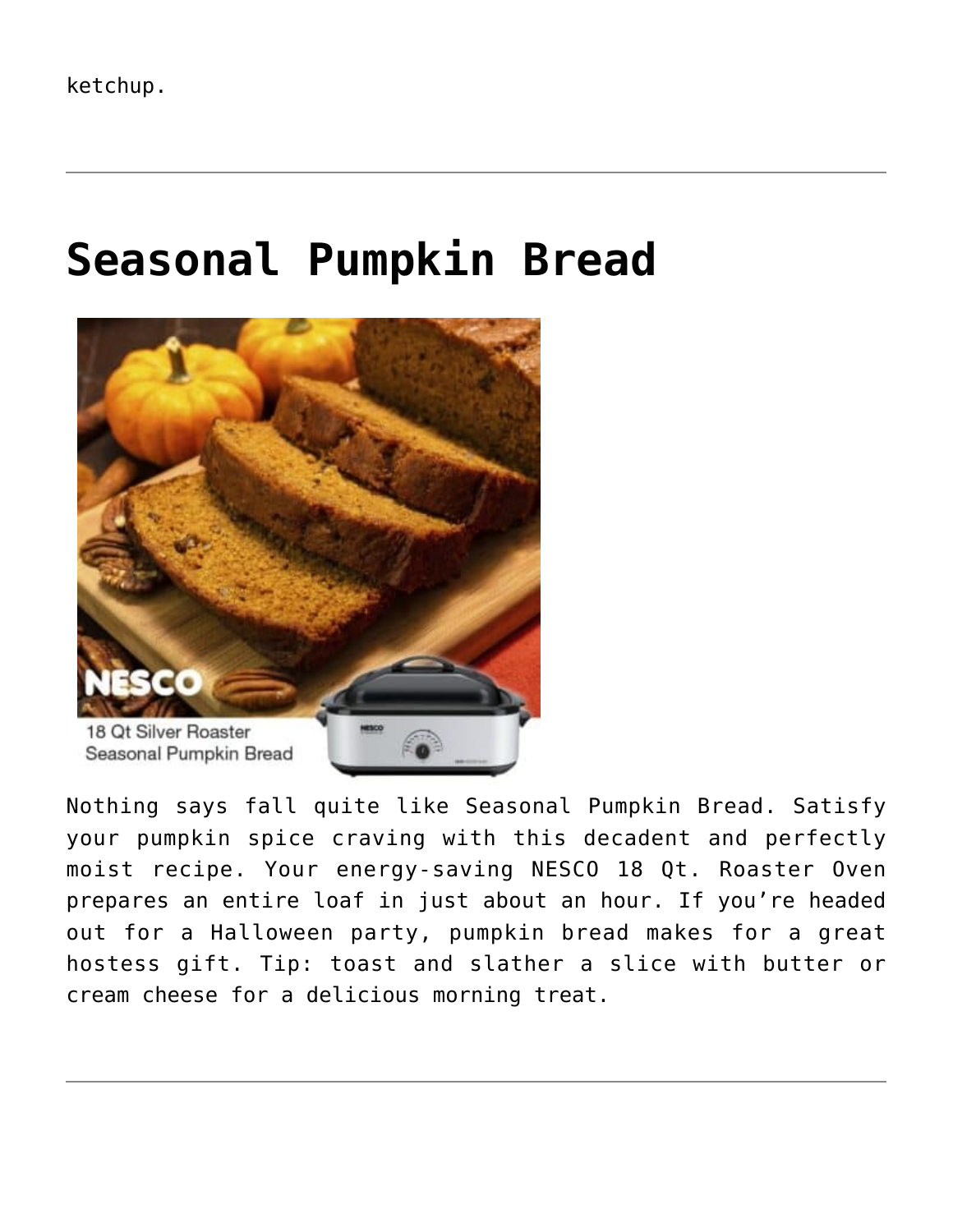ketchup.

---

# Seasonal Pumpkin Bread

Nothing says fall quite like Seasonal Pumpkin Bread. Satisfy your pumpkin spice craving with this decadent and perfectly moist recipe. Your energy-saving NESCO 18 Qt. Roaster Oven prepares an entire loaf in just about an hour. If you're headed out for a Halloween party, pumpkin bread makes for a great hostess gift. Tip: toast and slather a slice with butter or cream cheese for a delicious morning treat.

---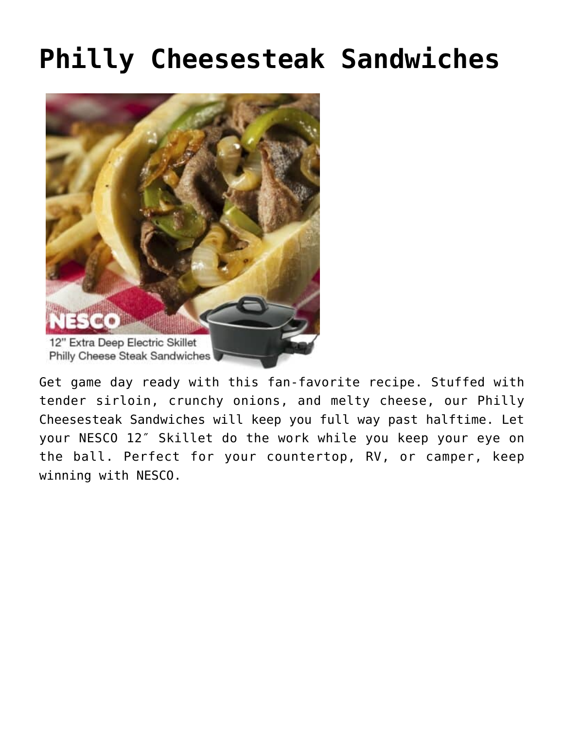# Philly Cheesesteak Sandwiches

Get game day ready with this fan-favorite recipe. Stuffed with tender sirloin, crunchy onions, and melty cheese, our Philly Cheesesteak Sandwiches will keep you full way past halftime. Let your NESCO 12″ Skillet do the work while you keep your eye on the ball. Perfect for your countertop, RV, or camper, keep winning with NESCO.